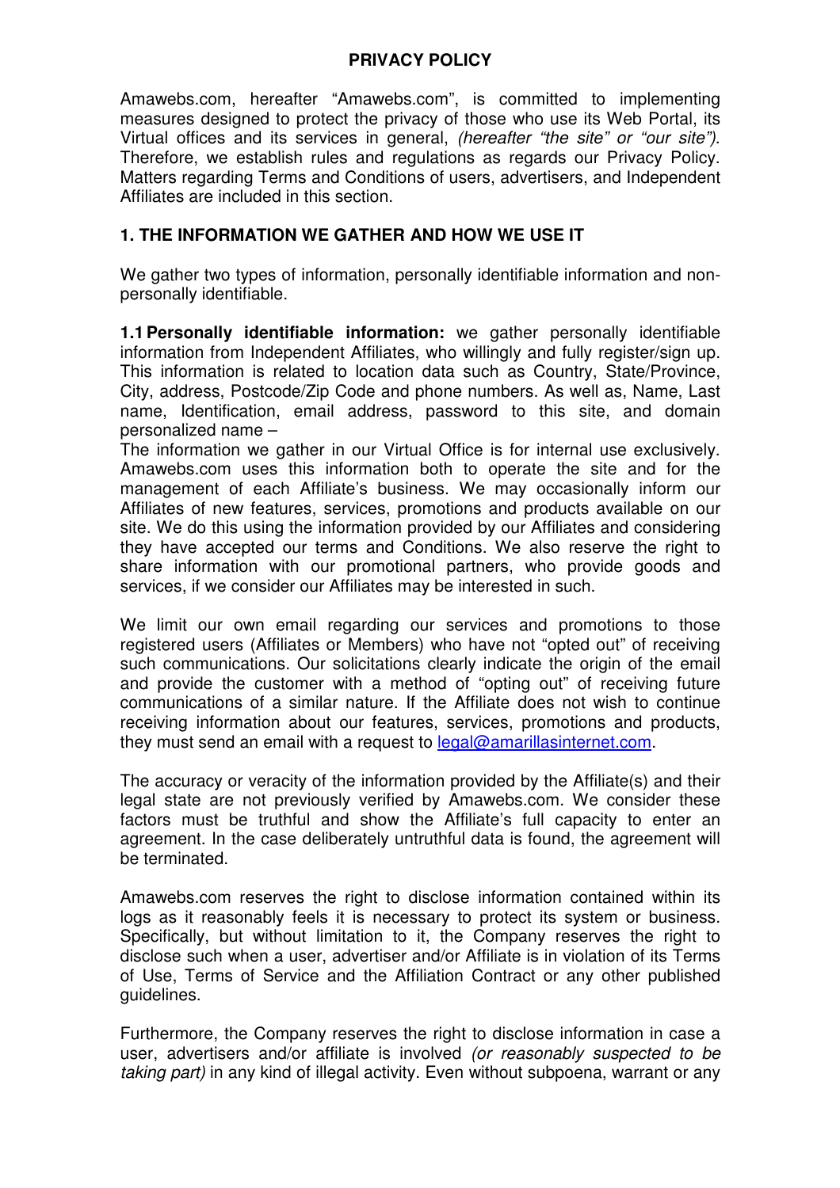# PRIVACY POLICY

Amawebs.com, hereafter "Amawebs.com", is committed to implementing measures designed to protect the privacy of those who use its Web Portal, its Virtual offices and its services in general, *(hereafter "the site" or "our site")*. Therefore, we establish rules and regulations as regards our Privacy Policy. Matters regarding Terms and Conditions of users, advertisers, and Independent Affiliates are included in this section.

## 1. THE INFORMATION WE GATHER AND HOW WE USE IT

We gather two types of information, personally identifiable information and non-personally identifiable.

**1.1 Personally identifiable information:** we gather personally identifiable information from Independent Affiliates, who willingly and fully register/sign up. This information is related to location data such as Country, State/Province, City, address, Postcode/Zip Code and phone numbers. As well as, Name, Last name, Identification, email address, password to this site, and domain personalized name –

The information we gather in our Virtual Office is for internal use exclusively. Amawebs.com uses this information both to operate the site and for the management of each Affiliate's business. We may occasionally inform our Affiliates of new features, services, promotions and products available on our site. We do this using the information provided by our Affiliates and considering they have accepted our terms and Conditions. We also reserve the right to share information with our promotional partners, who provide goods and services, if we consider our Affiliates may be interested in such.

We limit our own email regarding our services and promotions to those registered users (Affiliates or Members) who have not "opted out" of receiving such communications. Our solicitations clearly indicate the origin of the email and provide the customer with a method of "opting out" of receiving future communications of a similar nature. If the Affiliate does not wish to continue receiving information about our features, services, promotions and products, they must send an email with a request to legal@amarillasinternet.com.

The accuracy or veracity of the information provided by the Affiliate(s) and their legal state are not previously verified by Amawebs.com. We consider these factors must be truthful and show the Affiliate's full capacity to enter an agreement. In the case deliberately untruthful data is found, the agreement will be terminated.

Amawebs.com reserves the right to disclose information contained within its logs as it reasonably feels it is necessary to protect its system or business. Specifically, but without limitation to it, the Company reserves the right to disclose such when a user, advertiser and/or Affiliate is in violation of its Terms of Use, Terms of Service and the Affiliation Contract or any other published guidelines.

Furthermore, the Company reserves the right to disclose information in case a user, advertisers and/or affiliate is involved *(or reasonably suspected to be taking part)* in any kind of illegal activity. Even without subpoena, warrant or any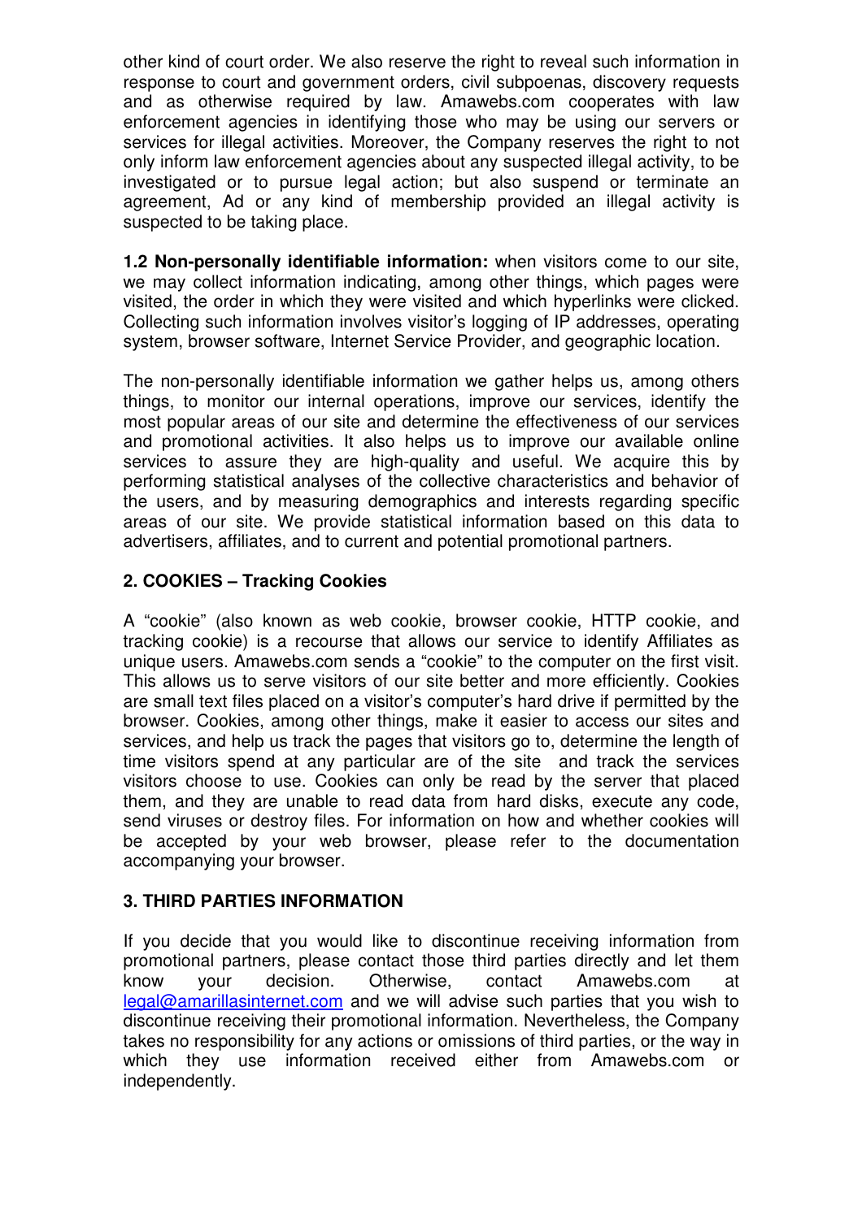other kind of court order. We also reserve the right to reveal such information in response to court and government orders, civil subpoenas, discovery requests and as otherwise required by law. Amawebs.com cooperates with law enforcement agencies in identifying those who may be using our servers or services for illegal activities. Moreover, the Company reserves the right to not only inform law enforcement agencies about any suspected illegal activity, to be investigated or to pursue legal action; but also suspend or terminate an agreement, Ad or any kind of membership provided an illegal activity is suspected to be taking place.

**1.2 Non-personally identifiable information:** when visitors come to our site, we may collect information indicating, among other things, which pages were visited, the order in which they were visited and which hyperlinks were clicked. Collecting such information involves visitor's logging of IP addresses, operating system, browser software, Internet Service Provider, and geographic location.

The non-personally identifiable information we gather helps us, among others things, to monitor our internal operations, improve our services, identify the most popular areas of our site and determine the effectiveness of our services and promotional activities. It also helps us to improve our available online services to assure they are high-quality and useful. We acquire this by performing statistical analyses of the collective characteristics and behavior of the users, and by measuring demographics and interests regarding specific areas of our site. We provide statistical information based on this data to advertisers, affiliates, and to current and potential promotional partners.

## 2. COOKIES – Tracking Cookies

A "cookie" (also known as web cookie, browser cookie, HTTP cookie, and tracking cookie) is a recourse that allows our service to identify Affiliates as unique users. Amawebs.com sends a "cookie" to the computer on the first visit. This allows us to serve visitors of our site better and more efficiently. Cookies are small text files placed on a visitor's computer's hard drive if permitted by the browser. Cookies, among other things, make it easier to access our sites and services, and help us track the pages that visitors go to, determine the length of time visitors spend at any particular are of the site and track the services visitors choose to use. Cookies can only be read by the server that placed them, and they are unable to read data from hard disks, execute any code, send viruses or destroy files. For information on how and whether cookies will be accepted by your web browser, please refer to the documentation accompanying your browser.

## 3. THIRD PARTIES INFORMATION

If you decide that you would like to discontinue receiving information from promotional partners, please contact those third parties directly and let them know your decision. Otherwise, contact Amawebs.com at legal@amarillasinternet.com and we will advise such parties that you wish to discontinue receiving their promotional information. Nevertheless, the Company takes no responsibility for any actions or omissions of third parties, or the way in which they use information received either from Amawebs.com or independently.